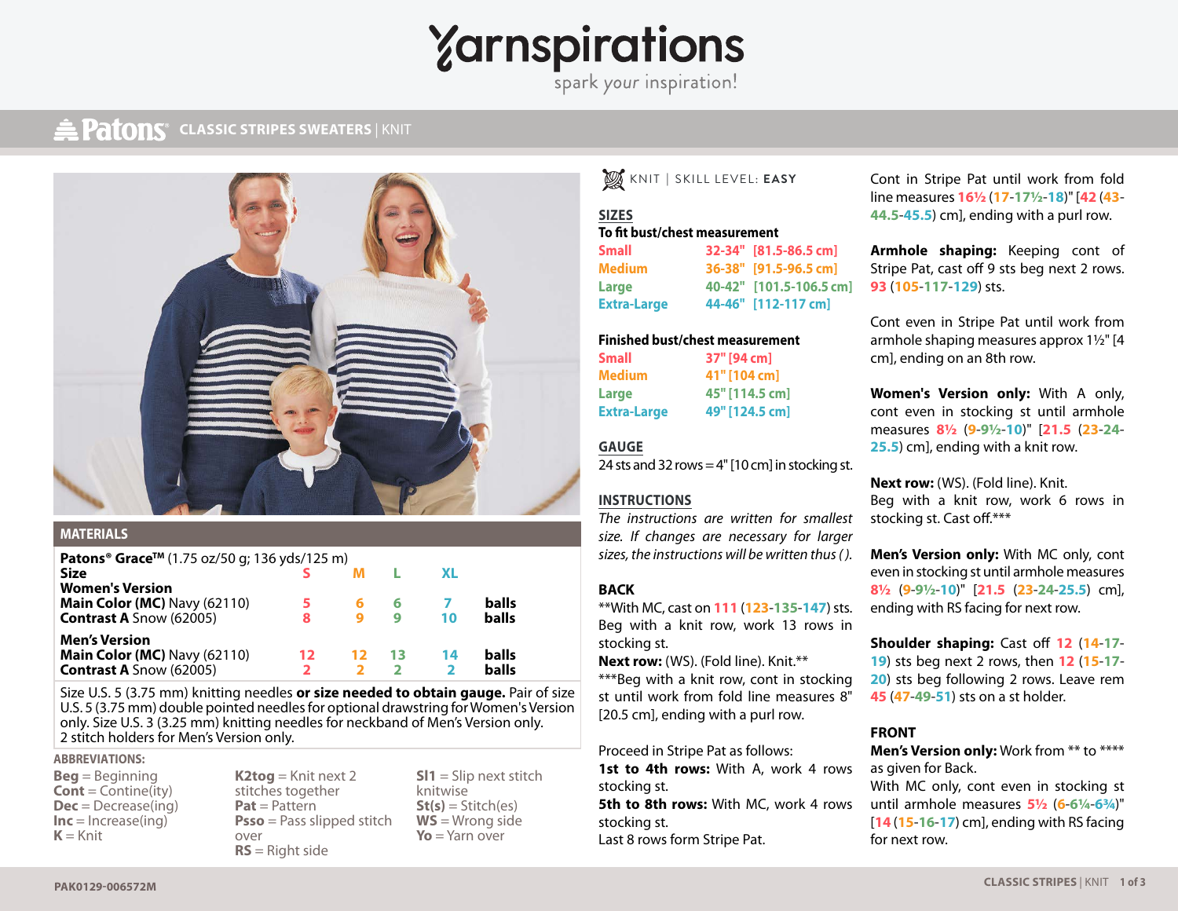# Yarnspirations

spark your inspiration!

## Patons® CLASSIC STRIPES SWEATERS | KNIT

## MATERIALS

**Patons® Grace™** (1.75 oz/50 g; 136 yds/125 m)

| Size | S | M | L | XL | |
|---|---|---|---|---|---|
| **Women's Version** | | | | | |
| **Main Color (MC)** Navy (62110) | 5 | 6 | 6 | 7 | balls |
| **Contrast A** Snow (62005) | 8 | 9 | 9 | 10 | balls |
| **Men's Version** | | | | | |
| **Main Color (MC)** Navy (62110) | 12 | 12 | 13 | 14 | balls |
| **Contrast A** Snow (62005) | 2 | 2 | 2 | 2 | balls |

Size U.S. 5 (3.75 mm) knitting needles **or size needed to obtain gauge.** Pair of size U.S. 5 (3.75 mm) double pointed needles for optional drawstring for Women's Version only. Size U.S. 3 (3.25 mm) knitting needles for neckband of Men's Version only.
2 stitch holders for Men's Version only.

**ABBREVIATIONS:**

**Beg** = Beginning
**Cont** = Contine(ity)
**Dec** = Decrease(ing)
**Inc** = Increase(ing)
**K** = Knit
**K2tog** = Knit next 2 stitches together
**Pat** = Pattern
**Psso** = Pass slipped stitch over
**RS** = Right side
**Sl1** = Slip next stitch knitwise
**St(s)** = Stitch(es)
**WS** = Wrong side
**Yo** = Yarn over

KNIT | SKILL LEVEL: **EASY**

## SIZES

**To fit bust/chest measurement**

| | |
|---|---|
| Small | 32-34" [81.5-86.5 cm] |
| Medium | 36-38" [91.5-96.5 cm] |
| Large | 40-42" [101.5-106.5 cm] |
| Extra-Large | 44-46" [112-117 cm] |

**Finished bust/chest measurement**

| | |
|---|---|
| Small | 37" [94 cm] |
| Medium | 41" [104 cm] |
| Large | 45" [114.5 cm] |
| Extra-Large | 49" [124.5 cm] |

## GAUGE

24 sts and 32 rows = 4" [10 cm] in stocking st.

## INSTRUCTIONS

*The instructions are written for smallest size. If changes are necessary for larger sizes, the instructions will be written thus ( ).*

### BACK

**With MC, cast on 111 (123-135-147) sts.
Beg with a knit row, work 13 rows in stocking st.
**Next row:** (WS). (Fold line). Knit.**
***Beg with a knit row, cont in stocking st until work from fold line measures 8" [20.5 cm], ending with a purl row.

Proceed in Stripe Pat as follows:
**1st to 4th rows:** With A, work 4 rows stocking st.
**5th to 8th rows:** With MC, work 4 rows stocking st.
Last 8 rows form Stripe Pat.

Cont in Stripe Pat until work from fold line measures 16½ (17-17½-18)" [42 (43-44.5-45.5) cm], ending with a purl row.

**Armhole shaping:** Keeping cont of Stripe Pat, cast off 9 sts beg next 2 rows. 93 (105-117-129) sts.

Cont even in Stripe Pat until work from armhole shaping measures approx 1½" [4 cm], ending on an 8th row.

**Women's Version only:** With A only, cont even in stocking st until armhole measures 8½ (9-9½-10)" [21.5 (23-24-25.5) cm], ending with a knit row.

**Next row:** (WS). (Fold line). Knit.
Beg with a knit row, work 6 rows in stocking st. Cast off.***

**Men's Version only:** With MC only, cont even in stocking st until armhole measures 8½ (9-9½-10)" [21.5 (23-24-25.5) cm], ending with RS facing for next row.

**Shoulder shaping:** Cast off 12 (14-17-19) sts beg next 2 rows, then 12 (15-17-20) sts beg following 2 rows. Leave rem 45 (47-49-51) sts on a st holder.

### FRONT

**Men's Version only:** Work from ** to **** as given for Back.
With MC only, cont even in stocking st until armhole measures 5½ (6-6¼-6¾)" [14 (15-16-17) cm], ending with RS facing for next row.

PAK0129-006572M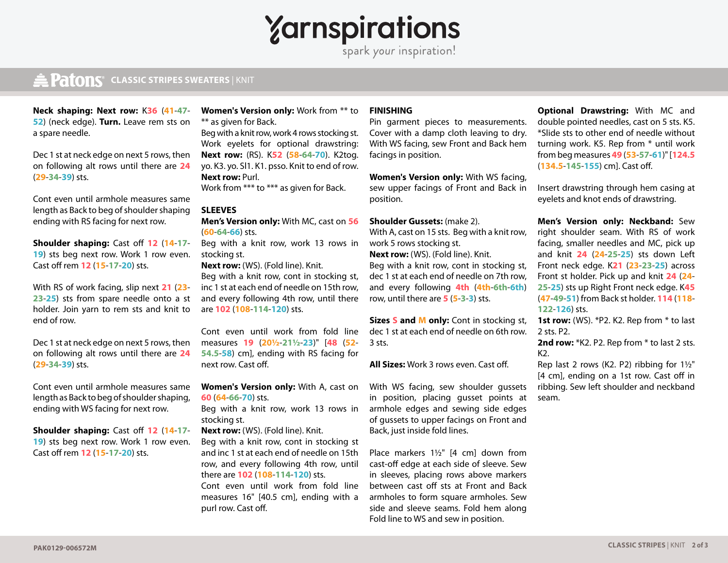**Neck shaping: Next row:** K36 (41-47-52) (neck edge). **Turn.** Leave rem sts on a spare needle.

Dec 1 st at neck edge on next 5 rows, then on following alt rows until there are 24 (29-34-39) sts.

Cont even until armhole measures same length as Back to beg of shoulder shaping ending with RS facing for next row.

**Shoulder shaping:** Cast off 12 (14-17-19) sts beg next row. Work 1 row even. Cast off rem 12 (15-17-20) sts.

With RS of work facing, slip next 21 (23-23-25) sts from spare needle onto a st holder. Join yarn to rem sts and knit to end of row.

Dec 1 st at neck edge on next 5 rows, then on following alt rows until there are 24 (29-34-39) sts.

Cont even until armhole measures same length as Back to beg of shoulder shaping, ending with WS facing for next row.

**Shoulder shaping:** Cast off 12 (14-17-19) sts beg next row. Work 1 row even. Cast off rem 12 (15-17-20) sts.

**Women's Version only:** Work from ** to ** as given for Back.

Beg with a knit row, work 4 rows stocking st. Work eyelets for optional drawstring: **Next row:** (RS). K52 (58-64-70). K2tog. yo. K3. yo. Sl1. K1. psso. Knit to end of row.

**Next row:** Purl.

Work from *** to *** as given for Back.

## SLEEVES

**Men's Version only:** With MC, cast on 56 (60-64-66) sts.

Beg with a knit row, work 13 rows in stocking st.

**Next row:** (WS). (Fold line). Knit.

Beg with a knit row, cont in stocking st, inc 1 st at each end of needle on 15th row, and every following 4th row, until there are 102 (108-114-120) sts.

Cont even until work from fold line measures 19 (20½-21½-23)" [48 (52-54.5-58) cm], ending with RS facing for next row. Cast off.

**Women's Version only:** With A, cast on 60 (64-66-70) sts.

Beg with a knit row, work 13 rows in stocking st.

**Next row:** (WS). (Fold line). Knit.

Beg with a knit row, cont in stocking st and inc 1 st at each end of needle on 15th row, and every following 4th row, until there are 102 (108-114-120) sts.

Cont even until work from fold line measures 16" [40.5 cm], ending with a purl row. Cast off.

## FINISHING

Pin garment pieces to measurements. Cover with a damp cloth leaving to dry. With WS facing, sew Front and Back hem facings in position.

**Women's Version only:** With WS facing, sew upper facings of Front and Back in position.

**Shoulder Gussets:** (make 2).

With A, cast on 15 sts. Beg with a knit row, work 5 rows stocking st.

**Next row:** (WS). (Fold line). Knit.

Beg with a knit row, cont in stocking st, dec 1 st at each end of needle on 7th row, and every following 4th (4th-6th-6th) row, until there are 5 (5-3-3) sts.

**Sizes S and M only:** Cont in stocking st, dec 1 st at each end of needle on 6th row. 3 sts.

**All Sizes:** Work 3 rows even. Cast off.

With WS facing, sew shoulder gussets in position, placing gusset points at armhole edges and sewing side edges of gussets to upper facings on Front and Back, just inside fold lines.

Place markers 1½" [4 cm] down from cast-off edge at each side of sleeve. Sew in sleeves, placing rows above markers between cast off sts at Front and Back armholes to form square armholes. Sew side and sleeve seams. Fold hem along Fold line to WS and sew in position.

**Optional Drawstring:** With MC and double pointed needles, cast on 5 sts. K5. *Slide sts to other end of needle without turning work. K5. Rep from * until work from beg measures 49 (53-57-61)" [124.5 (134.5-145-155) cm]. Cast off.

Insert drawstring through hem casing at eyelets and knot ends of drawstring.

**Men's Version only: Neckband:** Sew right shoulder seam. With RS of work facing, smaller needles and MC, pick up and knit 24 (24-25-25) sts down Left Front neck edge. K21 (23-23-25) across Front st holder. Pick up and knit 24 (24-25-25) sts up Right Front neck edge. K45 (47-49-51) from Back st holder. 114 (118-122-126) sts.

**1st row:** (WS). *P2. K2. Rep from * to last 2 sts. P2.

**2nd row:** *K2. P2. Rep from * to last 2 sts. K2.

Rep last 2 rows (K2. P2) ribbing for 1½" [4 cm], ending on a 1st row. Cast off in ribbing. Sew left shoulder and neckband seam.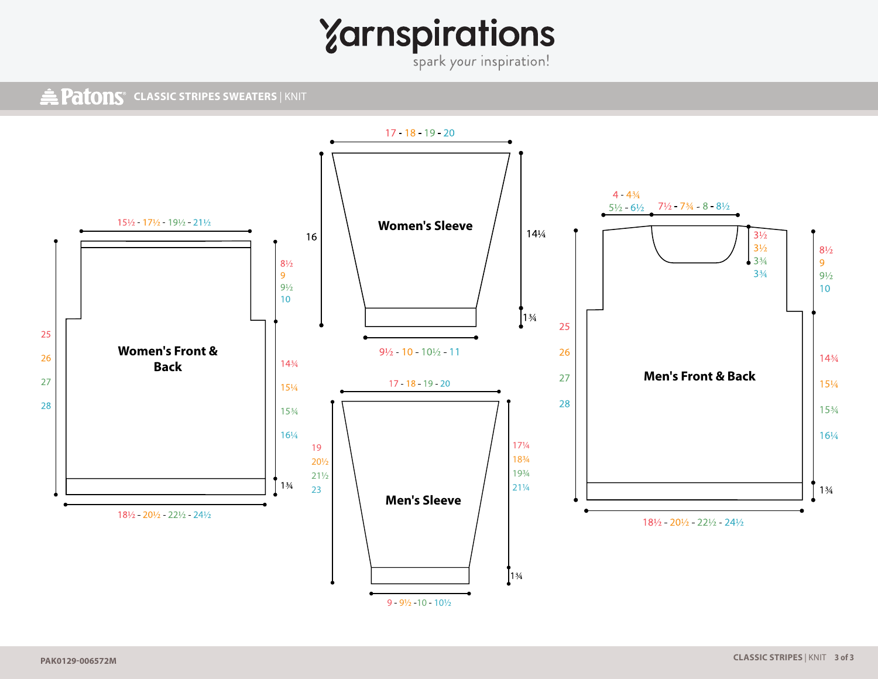# CLASSIC STRIPES SWEATERS | KNIT

Women's Front & Back

15½ - 17½ - 19½ - 21½

25
26
27
28

8½
9
9½
10

14¾
15¼
15¾
16¼

1¾

18½ - 20½ - 22½ - 24½

Women's Sleeve

17 - 18 - 19 - 20

16

14¼

1¾

9½ - 10 - 10½ - 11

Men's Sleeve

17 - 18 - 19 - 20

19
20½
21½
23

17¼
18¾
19¾
21¼

1¾

9 - 9½ -10 - 10½

Men's Front & Back

4 - 4¾
5½ - 6½

7½ - 7¾ - 8 - 8½

3½
3½
3¾
3¾

8½
9
9½
10

25
26
27
28

14¾
15¼
15¾
16¼

1¾

18½ - 20½ - 22½ - 24½

PAK0129-006572M